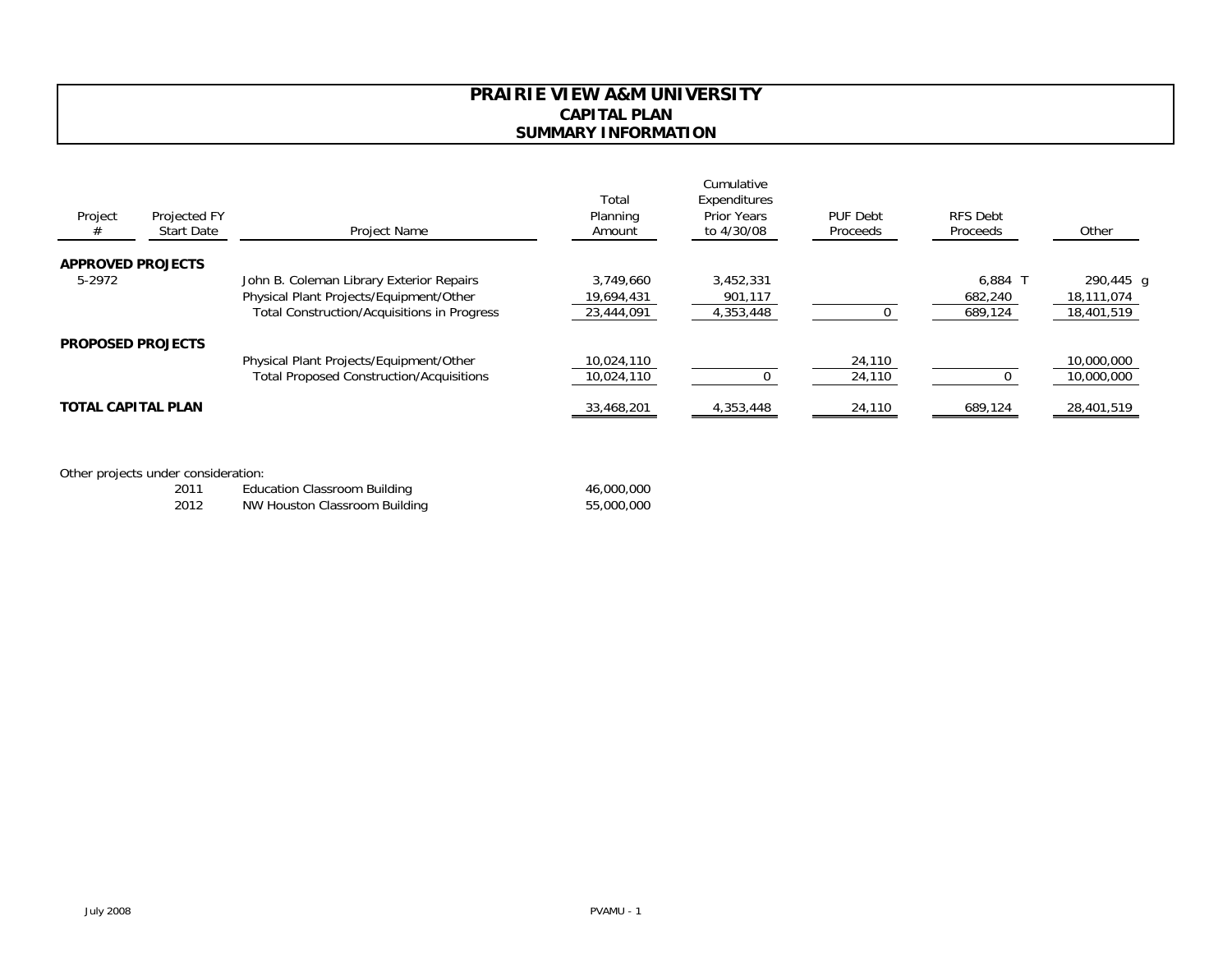# PRAIRIE VIEW A&M UNIVERSITY
## CAPITAL PLAN
## SUMMARY INFORMATION

| Project # | Projected FY Start Date | Project Name | Total Planning Amount | Cumulative Expenditures Prior Years to 4/30/08 | PUF Debt Proceeds | RFS Debt Proceeds | Other |
|---|---|---|---|---|---|---|---|
| **APPROVED PROJECTS** | | | | | | | |
| 5-2972 | | John B. Coleman Library Exterior Repairs | 3,749,660 | 3,452,331 | | 6,884 T | 290,445 g |
| | | Physical Plant Projects/Equipment/Other | 19,694,431 | 901,117 | | 682,240 | 18,111,074 |
| | | Total Construction/Acquisitions in Progress | 23,444,091 | 4,353,448 | 0 | 689,124 | 18,401,519 |
| **PROPOSED PROJECTS** | | | | | | | |
| | | Physical Plant Projects/Equipment/Other | 10,024,110 | | 24,110 | | 10,000,000 |
| | | Total Proposed Construction/Acquisitions | 10,024,110 | 0 | 24,110 | 0 | 10,000,000 |
| **TOTAL CAPITAL PLAN** | | | 33,468,201 | 4,353,448 | 24,110 | 689,124 | 28,401,519 |

Other projects under consideration:

| | | |
|---|---|---|
| 2011 | Education Classroom Building | 46,000,000 |
| 2012 | NW Houston Classroom Building | 55,000,000 |

July 2008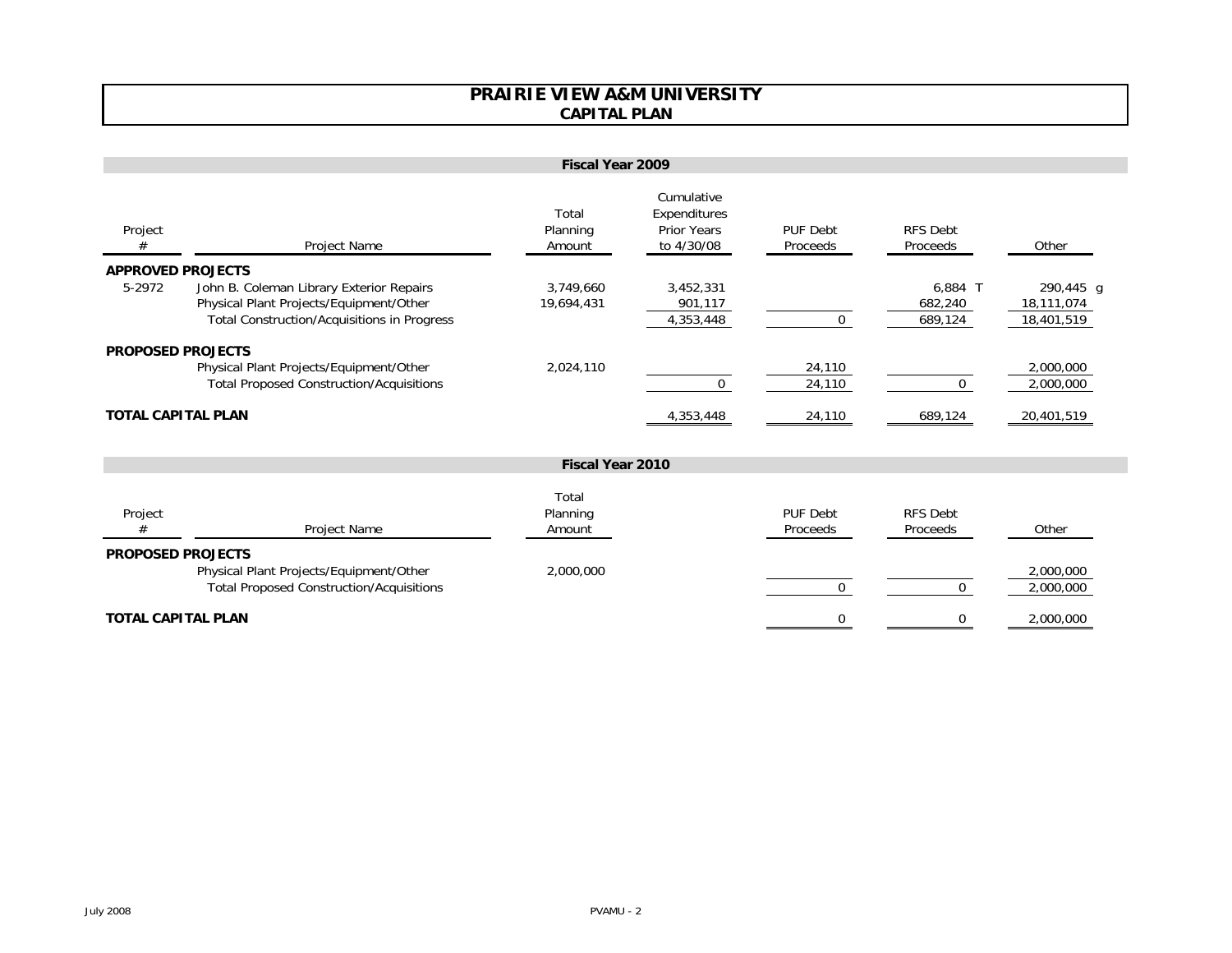# PRAIRIE VIEW A&M UNIVERSITY
## CAPITAL PLAN

### Fiscal Year 2009

| Project # | Project Name | Total Planning Amount | Cumulative Expenditures Prior Years to 4/30/08 | PUF Debt Proceeds | RFS Debt Proceeds | Other |
|---|---|---|---|---|---|---|
| **APPROVED PROJECTS** | | | | | | |
| 5-2972 | John B. Coleman Library Exterior Repairs | 3,749,660 | 3,452,331 | | 6,884 T | 290,445 g |
| | Physical Plant Projects/Equipment/Other | 19,694,431 | 901,117 | | 682,240 | 18,111,074 |
| | Total Construction/Acquisitions in Progress | | 4,353,448 | 0 | 689,124 | 18,401,519 |
| **PROPOSED PROJECTS** | | | | | | |
| | Physical Plant Projects/Equipment/Other | 2,024,110 | | 24,110 | | 2,000,000 |
| | Total Proposed Construction/Acquisitions | | 0 | 24,110 | 0 | 2,000,000 |
| **TOTAL CAPITAL PLAN** | | | 4,353,448 | 24,110 | 689,124 | 20,401,519 |

### Fiscal Year 2010

| Project # | Project Name | Total Planning Amount | PUF Debt Proceeds | RFS Debt Proceeds | Other |
|---|---|---|---|---|---|
| **PROPOSED PROJECTS** | | | | | |
| | Physical Plant Projects/Equipment/Other | 2,000,000 | | | 2,000,000 |
| | Total Proposed Construction/Acquisitions | | 0 | 0 | 2,000,000 |
| **TOTAL CAPITAL PLAN** | | | 0 | 0 | 2,000,000 |

July 2008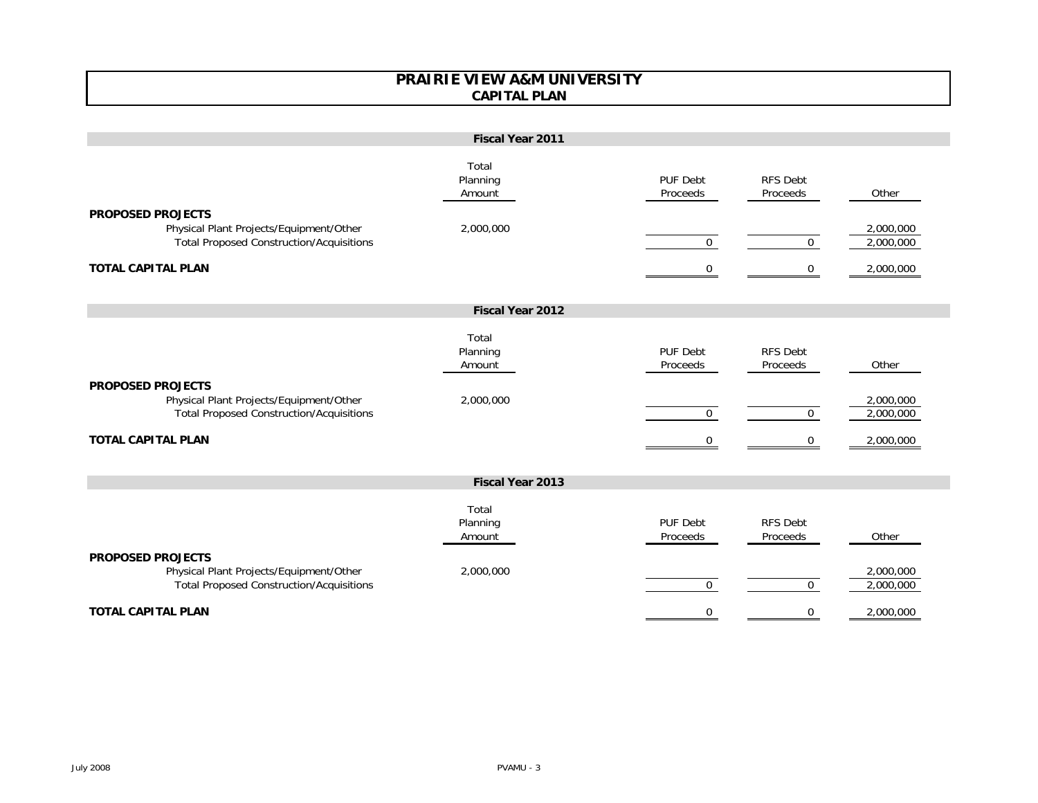# PRAIRIE VIEW A&M UNIVERSITY
## CAPITAL PLAN

### Fiscal Year 2011

| | Total Planning Amount | PUF Debt Proceeds | RFS Debt Proceeds | Other |
|---|---|---|---|---|
| **PROPOSED PROJECTS** | | | | |
| Physical Plant Projects/Equipment/Other | 2,000,000 | | | 2,000,000 |
| Total Proposed Construction/Acquisitions | | 0 | 0 | 2,000,000 |
| **TOTAL CAPITAL PLAN** | | 0 | 0 | 2,000,000 |

### Fiscal Year 2012

| | Total Planning Amount | PUF Debt Proceeds | RFS Debt Proceeds | Other |
|---|---|---|---|---|
| **PROPOSED PROJECTS** | | | | |
| Physical Plant Projects/Equipment/Other | 2,000,000 | | | 2,000,000 |
| Total Proposed Construction/Acquisitions | | 0 | 0 | 2,000,000 |
| **TOTAL CAPITAL PLAN** | | 0 | 0 | 2,000,000 |

### Fiscal Year 2013

| | Total Planning Amount | PUF Debt Proceeds | RFS Debt Proceeds | Other |
|---|---|---|---|---|
| **PROPOSED PROJECTS** | | | | |
| Physical Plant Projects/Equipment/Other | 2,000,000 | | | 2,000,000 |
| Total Proposed Construction/Acquisitions | | 0 | 0 | 2,000,000 |
| **TOTAL CAPITAL PLAN** | | 0 | 0 | 2,000,000 |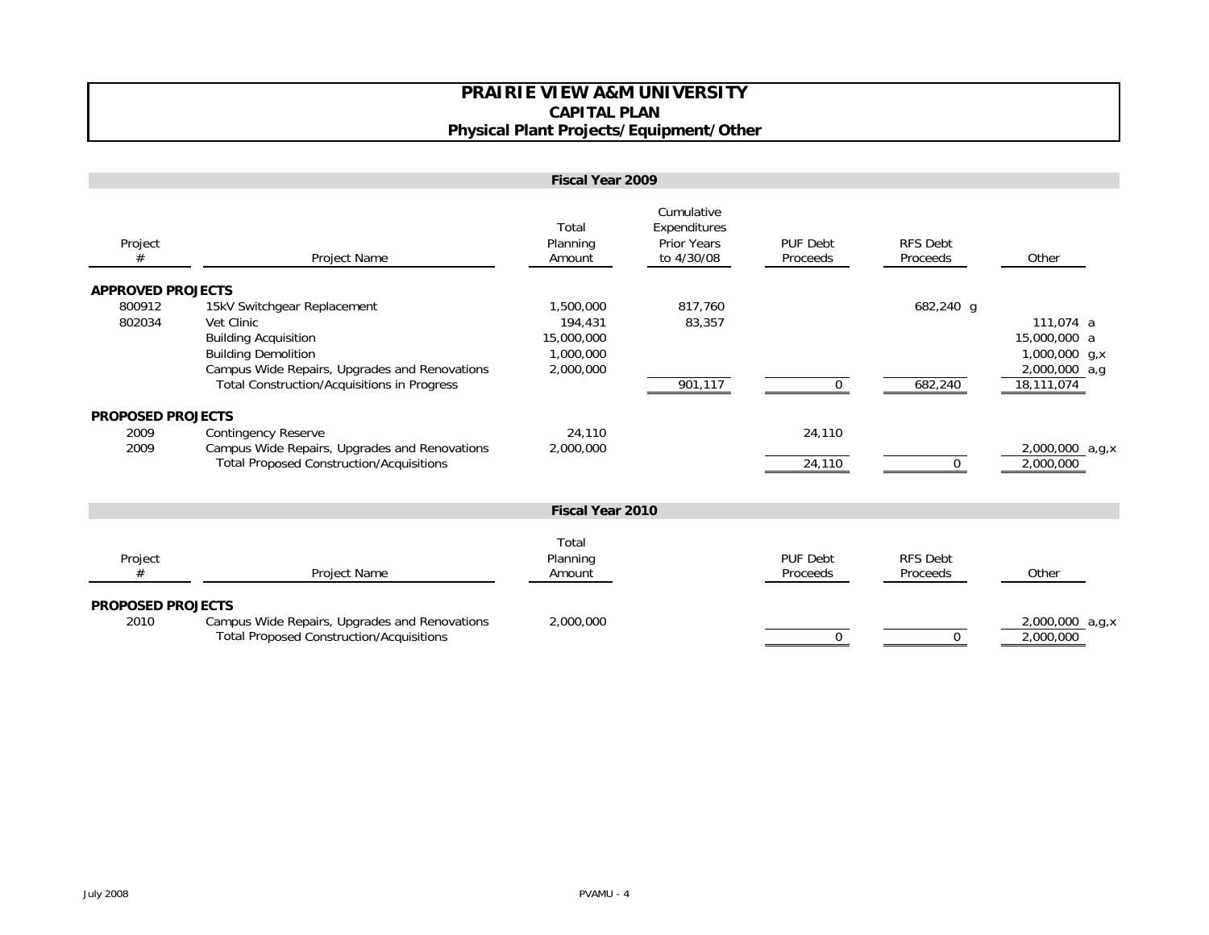# PRAIRIE VIEW A&M UNIVERSITY
## CAPITAL PLAN
### Physical Plant Projects/Equipment/Other

**Fiscal Year 2009**

| Project # | Project Name | Total Planning Amount | Cumulative Expenditures Prior Years to 4/30/08 | PUF Debt Proceeds | RFS Debt Proceeds | Other |
|---|---|---|---|---|---|---|
| **APPROVED PROJECTS** | | | | | | |
| 800912 | 15kV Switchgear Replacement | 1,500,000 | 817,760 | | 682,240 g | |
| 802034 | Vet Clinic | 194,431 | 83,357 | | | 111,074 a |
| | Building Acquisition | 15,000,000 | | | | 15,000,000 a |
| | Building Demolition | 1,000,000 | | | | 1,000,000 g,x |
| | Campus Wide Repairs, Upgrades and Renovations | 2,000,000 | | | | 2,000,000 a,g |
| | Total Construction/Acquisitions in Progress | | 901,117 | 0 | 682,240 | 18,111,074 |
| **PROPOSED PROJECTS** | | | | | | |
| 2009 | Contingency Reserve | 24,110 | | 24,110 | | |
| 2009 | Campus Wide Repairs, Upgrades and Renovations | 2,000,000 | | | | 2,000,000 a,g,x |
| | Total Proposed Construction/Acquisitions | | | 24,110 | 0 | 2,000,000 |

**Fiscal Year 2010**

| Project # | Project Name | Total Planning Amount | PUF Debt Proceeds | RFS Debt Proceeds | Other |
|---|---|---|---|---|---|
| **PROPOSED PROJECTS** | | | | | |
| 2010 | Campus Wide Repairs, Upgrades and Renovations | 2,000,000 | | | 2,000,000 a,g,x |
| | Total Proposed Construction/Acquisitions | | 0 | 0 | 2,000,000 |

July 2008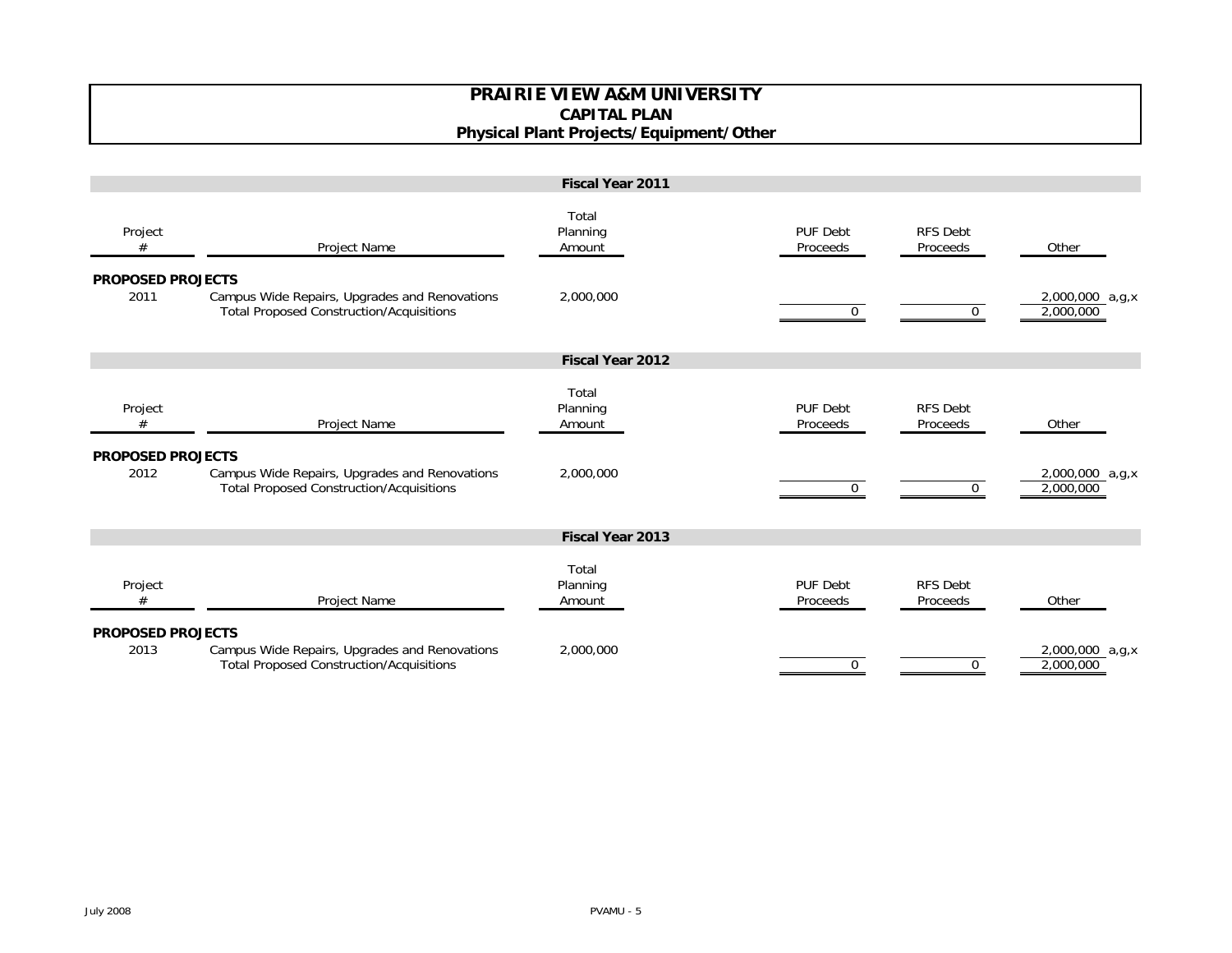# PRAIRIE VIEW A&M UNIVERSITY
## CAPITAL PLAN
### Physical Plant Projects/Equipment/Other

**Fiscal Year 2011**

| Project # | Project Name | Total Planning Amount | PUF Debt Proceeds | RFS Debt Proceeds | Other |
|---|---|---|---|---|---|
| **PROPOSED PROJECTS** | | | | | |
| 2011 | Campus Wide Repairs, Upgrades and Renovations | 2,000,000 | | | 2,000,000 a,g,x |
| | Total Proposed Construction/Acquisitions | | 0 | 0 | 2,000,000 |

**Fiscal Year 2012**

| Project # | Project Name | Total Planning Amount | PUF Debt Proceeds | RFS Debt Proceeds | Other |
|---|---|---|---|---|---|
| **PROPOSED PROJECTS** | | | | | |
| 2012 | Campus Wide Repairs, Upgrades and Renovations | 2,000,000 | | | 2,000,000 a,g,x |
| | Total Proposed Construction/Acquisitions | | 0 | 0 | 2,000,000 |

**Fiscal Year 2013**

| Project # | Project Name | Total Planning Amount | PUF Debt Proceeds | RFS Debt Proceeds | Other |
|---|---|---|---|---|---|
| **PROPOSED PROJECTS** | | | | | |
| 2013 | Campus Wide Repairs, Upgrades and Renovations | 2,000,000 | | | 2,000,000 a,g,x |
| | Total Proposed Construction/Acquisitions | | 0 | 0 | 2,000,000 |